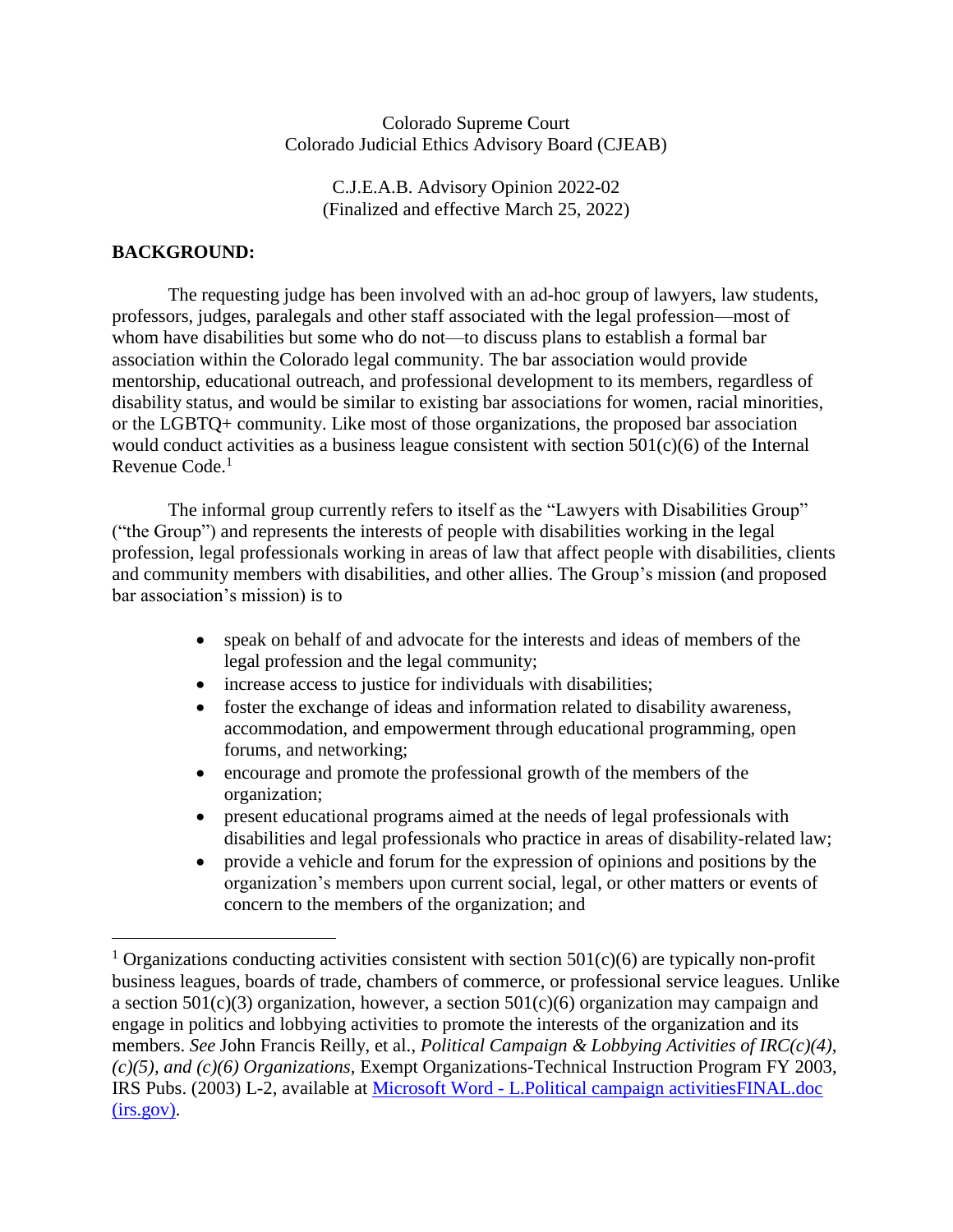Colorado Supreme Court
Colorado Judicial Ethics Advisory Board (CJEAB)

C.J.E.A.B. Advisory Opinion 2022-02
(Finalized and effective March 25, 2022)

**BACKGROUND:**

The requesting judge has been involved with an ad-hoc group of lawyers, law students, professors, judges, paralegals and other staff associated with the legal profession—most of whom have disabilities but some who do not—to discuss plans to establish a formal bar association within the Colorado legal community. The bar association would provide mentorship, educational outreach, and professional development to its members, regardless of disability status, and would be similar to existing bar associations for women, racial minorities, or the LGBTQ+ community. Like most of those organizations, the proposed bar association would conduct activities as a business league consistent with section 501(c)(6) of the Internal Revenue Code.[1]

The informal group currently refers to itself as the "Lawyers with Disabilities Group" ("the Group") and represents the interests of people with disabilities working in the legal profession, legal professionals working in areas of law that affect people with disabilities, clients and community members with disabilities, and other allies. The Group's mission (and proposed bar association's mission) is to

- speak on behalf of and advocate for the interests and ideas of members of the legal profession and the legal community;
- increase access to justice for individuals with disabilities;
- foster the exchange of ideas and information related to disability awareness, accommodation, and empowerment through educational programming, open forums, and networking;
- encourage and promote the professional growth of the members of the organization;
- present educational programs aimed at the needs of legal professionals with disabilities and legal professionals who practice in areas of disability-related law;
- provide a vehicle and forum for the expression of opinions and positions by the organization's members upon current social, legal, or other matters or events of concern to the members of the organization; and

---

[1] Organizations conducting activities consistent with section 501(c)(6) are typically non-profit business leagues, boards of trade, chambers of commerce, or professional service leagues. Unlike a section 501(c)(3) organization, however, a section 501(c)(6) organization may campaign and engage in politics and lobbying activities to promote the interests of the organization and its members. *See* John Francis Reilly, et al., *Political Campaign & Lobbying Activities of IRC(c)(4), (c)(5), and (c)(6) Organizations*, Exempt Organizations-Technical Instruction Program FY 2003, IRS Pubs. (2003) L-2, available at [Microsoft Word - L.Political campaign activitiesFINAL.doc (irs.gov)](irs.gov).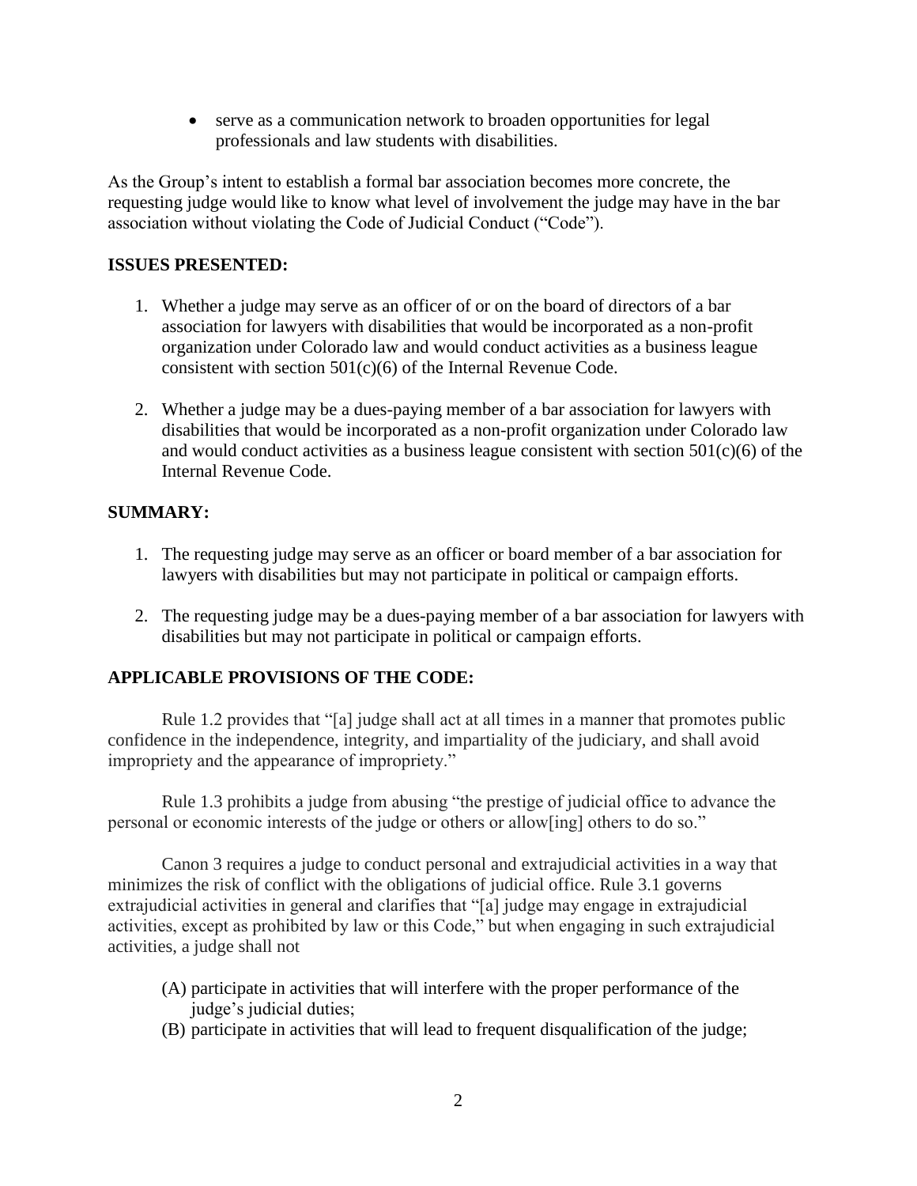- serve as a communication network to broaden opportunities for legal professionals and law students with disabilities.

As the Group's intent to establish a formal bar association becomes more concrete, the requesting judge would like to know what level of involvement the judge may have in the bar association without violating the Code of Judicial Conduct ("Code").

## ISSUES PRESENTED:

1. Whether a judge may serve as an officer of or on the board of directors of a bar association for lawyers with disabilities that would be incorporated as a non-profit organization under Colorado law and would conduct activities as a business league consistent with section 501(c)(6) of the Internal Revenue Code.
2. Whether a judge may be a dues-paying member of a bar association for lawyers with disabilities that would be incorporated as a non-profit organization under Colorado law and would conduct activities as a business league consistent with section 501(c)(6) of the Internal Revenue Code.

## SUMMARY:

1. The requesting judge may serve as an officer or board member of a bar association for lawyers with disabilities but may not participate in political or campaign efforts.
2. The requesting judge may be a dues-paying member of a bar association for lawyers with disabilities but may not participate in political or campaign efforts.

## APPLICABLE PROVISIONS OF THE CODE:

Rule 1.2 provides that "[a] judge shall act at all times in a manner that promotes public confidence in the independence, integrity, and impartiality of the judiciary, and shall avoid impropriety and the appearance of impropriety."

Rule 1.3 prohibits a judge from abusing "the prestige of judicial office to advance the personal or economic interests of the judge or others or allow[ing] others to do so."

Canon 3 requires a judge to conduct personal and extrajudicial activities in a way that minimizes the risk of conflict with the obligations of judicial office. Rule 3.1 governs extrajudicial activities in general and clarifies that "[a] judge may engage in extrajudicial activities, except as prohibited by law or this Code," but when engaging in such extrajudicial activities, a judge shall not

(A) participate in activities that will interfere with the proper performance of the judge's judicial duties;

(B) participate in activities that will lead to frequent disqualification of the judge;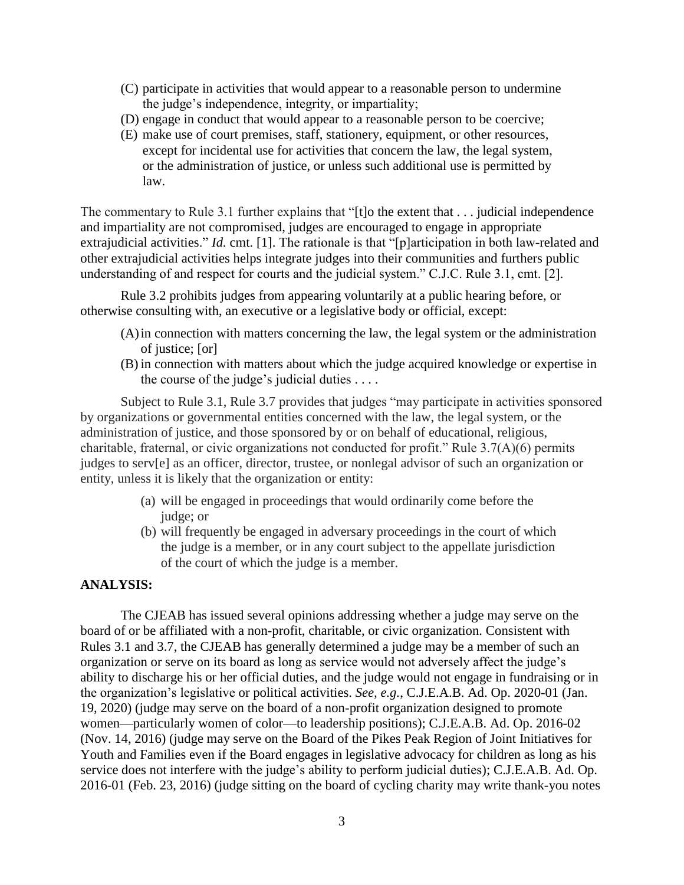(C) participate in activities that would appear to a reasonable person to undermine the judge's independence, integrity, or impartiality;
(D) engage in conduct that would appear to a reasonable person to be coercive;
(E) make use of court premises, staff, stationery, equipment, or other resources, except for incidental use for activities that concern the law, the legal system, or the administration of justice, or unless such additional use is permitted by law.

The commentary to Rule 3.1 further explains that "[t]o the extent that . . . judicial independence and impartiality are not compromised, judges are encouraged to engage in appropriate extrajudicial activities." *Id.* cmt. [1]. The rationale is that "[p]articipation in both law-related and other extrajudicial activities helps integrate judges into their communities and furthers public understanding of and respect for courts and the judicial system." C.J.C. Rule 3.1, cmt. [2].

Rule 3.2 prohibits judges from appearing voluntarily at a public hearing before, or otherwise consulting with, an executive or a legislative body or official, except:

(A) in connection with matters concerning the law, the legal system or the administration of justice; [or]
(B) in connection with matters about which the judge acquired knowledge or expertise in the course of the judge's judicial duties . . . .

Subject to Rule 3.1, Rule 3.7 provides that judges "may participate in activities sponsored by organizations or governmental entities concerned with the law, the legal system, or the administration of justice, and those sponsored by or on behalf of educational, religious, charitable, fraternal, or civic organizations not conducted for profit." Rule 3.7(A)(6) permits judges to serv[e] as an officer, director, trustee, or nonlegal advisor of such an organization or entity, unless it is likely that the organization or entity:

(a) will be engaged in proceedings that would ordinarily come before the judge; or
(b) will frequently be engaged in adversary proceedings in the court of which the judge is a member, or in any court subject to the appellate jurisdiction of the court of which the judge is a member.

**ANALYSIS:**

The CJEAB has issued several opinions addressing whether a judge may serve on the board of or be affiliated with a non-profit, charitable, or civic organization. Consistent with Rules 3.1 and 3.7, the CJEAB has generally determined a judge may be a member of such an organization or serve on its board as long as service would not adversely affect the judge's ability to discharge his or her official duties, and the judge would not engage in fundraising or in the organization's legislative or political activities. *See, e.g.*, C.J.E.A.B. Ad. Op. 2020-01 (Jan. 19, 2020) (judge may serve on the board of a non-profit organization designed to promote women—particularly women of color—to leadership positions); C.J.E.A.B. Ad. Op. 2016-02 (Nov. 14, 2016) (judge may serve on the Board of the Pikes Peak Region of Joint Initiatives for Youth and Families even if the Board engages in legislative advocacy for children as long as his service does not interfere with the judge's ability to perform judicial duties); C.J.E.A.B. Ad. Op. 2016-01 (Feb. 23, 2016) (judge sitting on the board of cycling charity may write thank-you notes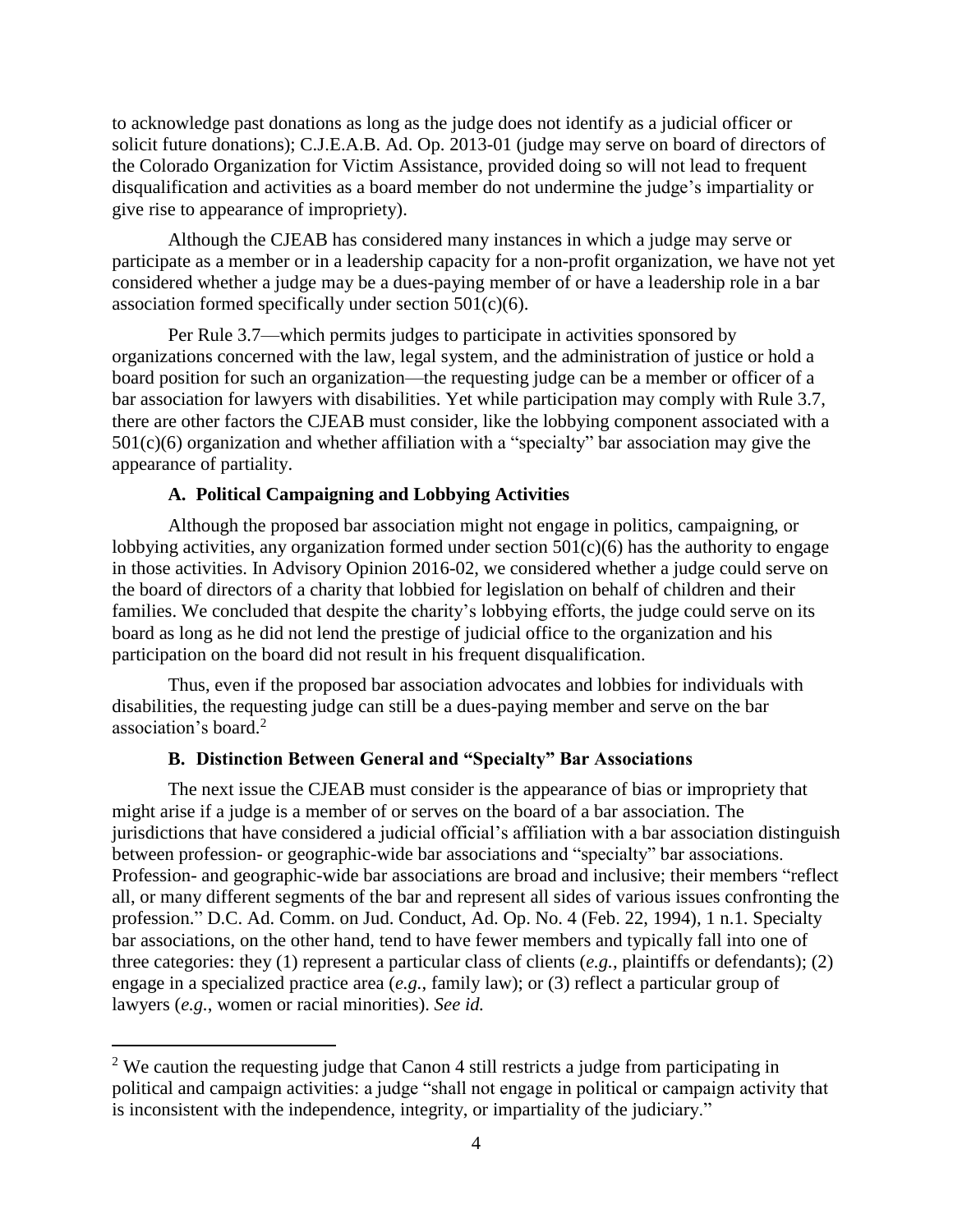to acknowledge past donations as long as the judge does not identify as a judicial officer or solicit future donations); C.J.E.A.B. Ad. Op. 2013-01 (judge may serve on board of directors of the Colorado Organization for Victim Assistance, provided doing so will not lead to frequent disqualification and activities as a board member do not undermine the judge's impartiality or give rise to appearance of impropriety).

Although the CJEAB has considered many instances in which a judge may serve or participate as a member or in a leadership capacity for a non-profit organization, we have not yet considered whether a judge may be a dues-paying member of or have a leadership role in a bar association formed specifically under section 501(c)(6).

Per Rule 3.7—which permits judges to participate in activities sponsored by organizations concerned with the law, legal system, and the administration of justice or hold a board position for such an organization—the requesting judge can be a member or officer of a bar association for lawyers with disabilities. Yet while participation may comply with Rule 3.7, there are other factors the CJEAB must consider, like the lobbying component associated with a 501(c)(6) organization and whether affiliation with a "specialty" bar association may give the appearance of partiality.

### A. Political Campaigning and Lobbying Activities

Although the proposed bar association might not engage in politics, campaigning, or lobbying activities, any organization formed under section 501(c)(6) has the authority to engage in those activities. In Advisory Opinion 2016-02, we considered whether a judge could serve on the board of directors of a charity that lobbied for legislation on behalf of children and their families. We concluded that despite the charity's lobbying efforts, the judge could serve on its board as long as he did not lend the prestige of judicial office to the organization and his participation on the board did not result in his frequent disqualification.

Thus, even if the proposed bar association advocates and lobbies for individuals with disabilities, the requesting judge can still be a dues-paying member and serve on the bar association's board.[2]

### B. Distinction Between General and "Specialty" Bar Associations

The next issue the CJEAB must consider is the appearance of bias or impropriety that might arise if a judge is a member of or serves on the board of a bar association. The jurisdictions that have considered a judicial official's affiliation with a bar association distinguish between profession- or geographic-wide bar associations and "specialty" bar associations. Profession- and geographic-wide bar associations are broad and inclusive; their members "reflect all, or many different segments of the bar and represent all sides of various issues confronting the profession." D.C. Ad. Comm. on Jud. Conduct, Ad. Op. No. 4 (Feb. 22, 1994), 1 n.1. Specialty bar associations, on the other hand, tend to have fewer members and typically fall into one of three categories: they (1) represent a particular class of clients (*e.g.*, plaintiffs or defendants); (2) engage in a specialized practice area (*e.g.*, family law); or (3) reflect a particular group of lawyers (*e.g.*, women or racial minorities). *See id.*

---

[2] We caution the requesting judge that Canon 4 still restricts a judge from participating in political and campaign activities: a judge "shall not engage in political or campaign activity that is inconsistent with the independence, integrity, or impartiality of the judiciary."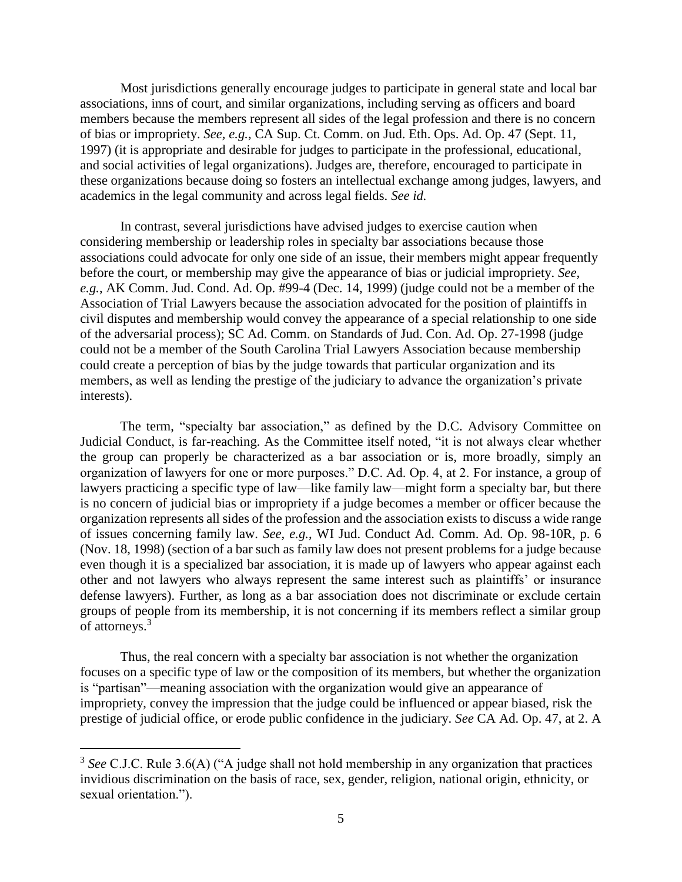Most jurisdictions generally encourage judges to participate in general state and local bar associations, inns of court, and similar organizations, including serving as officers and board members because the members represent all sides of the legal profession and there is no concern of bias or impropriety. *See, e.g.*, CA Sup. Ct. Comm. on Jud. Eth. Ops. Ad. Op. 47 (Sept. 11, 1997) (it is appropriate and desirable for judges to participate in the professional, educational, and social activities of legal organizations). Judges are, therefore, encouraged to participate in these organizations because doing so fosters an intellectual exchange among judges, lawyers, and academics in the legal community and across legal fields. *See id.*

In contrast, several jurisdictions have advised judges to exercise caution when considering membership or leadership roles in specialty bar associations because those associations could advocate for only one side of an issue, their members might appear frequently before the court, or membership may give the appearance of bias or judicial impropriety. *See, e.g.*, AK Comm. Jud. Cond. Ad. Op. #99-4 (Dec. 14, 1999) (judge could not be a member of the Association of Trial Lawyers because the association advocated for the position of plaintiffs in civil disputes and membership would convey the appearance of a special relationship to one side of the adversarial process); SC Ad. Comm. on Standards of Jud. Con. Ad. Op. 27-1998 (judge could not be a member of the South Carolina Trial Lawyers Association because membership could create a perception of bias by the judge towards that particular organization and its members, as well as lending the prestige of the judiciary to advance the organization's private interests).

The term, "specialty bar association," as defined by the D.C. Advisory Committee on Judicial Conduct, is far-reaching. As the Committee itself noted, "it is not always clear whether the group can properly be characterized as a bar association or is, more broadly, simply an organization of lawyers for one or more purposes." D.C. Ad. Op. 4, at 2. For instance, a group of lawyers practicing a specific type of law—like family law—might form a specialty bar, but there is no concern of judicial bias or impropriety if a judge becomes a member or officer because the organization represents all sides of the profession and the association exists to discuss a wide range of issues concerning family law. *See, e.g.*, WI Jud. Conduct Ad. Comm. Ad. Op. 98-10R, p. 6 (Nov. 18, 1998) (section of a bar such as family law does not present problems for a judge because even though it is a specialized bar association, it is made up of lawyers who appear against each other and not lawyers who always represent the same interest such as plaintiffs' or insurance defense lawyers). Further, as long as a bar association does not discriminate or exclude certain groups of people from its membership, it is not concerning if its members reflect a similar group of attorneys.[3]

Thus, the real concern with a specialty bar association is not whether the organization focuses on a specific type of law or the composition of its members, but whether the organization is "partisan"—meaning association with the organization would give an appearance of impropriety, convey the impression that the judge could be influenced or appear biased, risk the prestige of judicial office, or erode public confidence in the judiciary. *See* CA Ad. Op. 47, at 2. A

---

[3] *See* C.J.C. Rule 3.6(A) ("A judge shall not hold membership in any organization that practices invidious discrimination on the basis of race, sex, gender, religion, national origin, ethnicity, or sexual orientation.").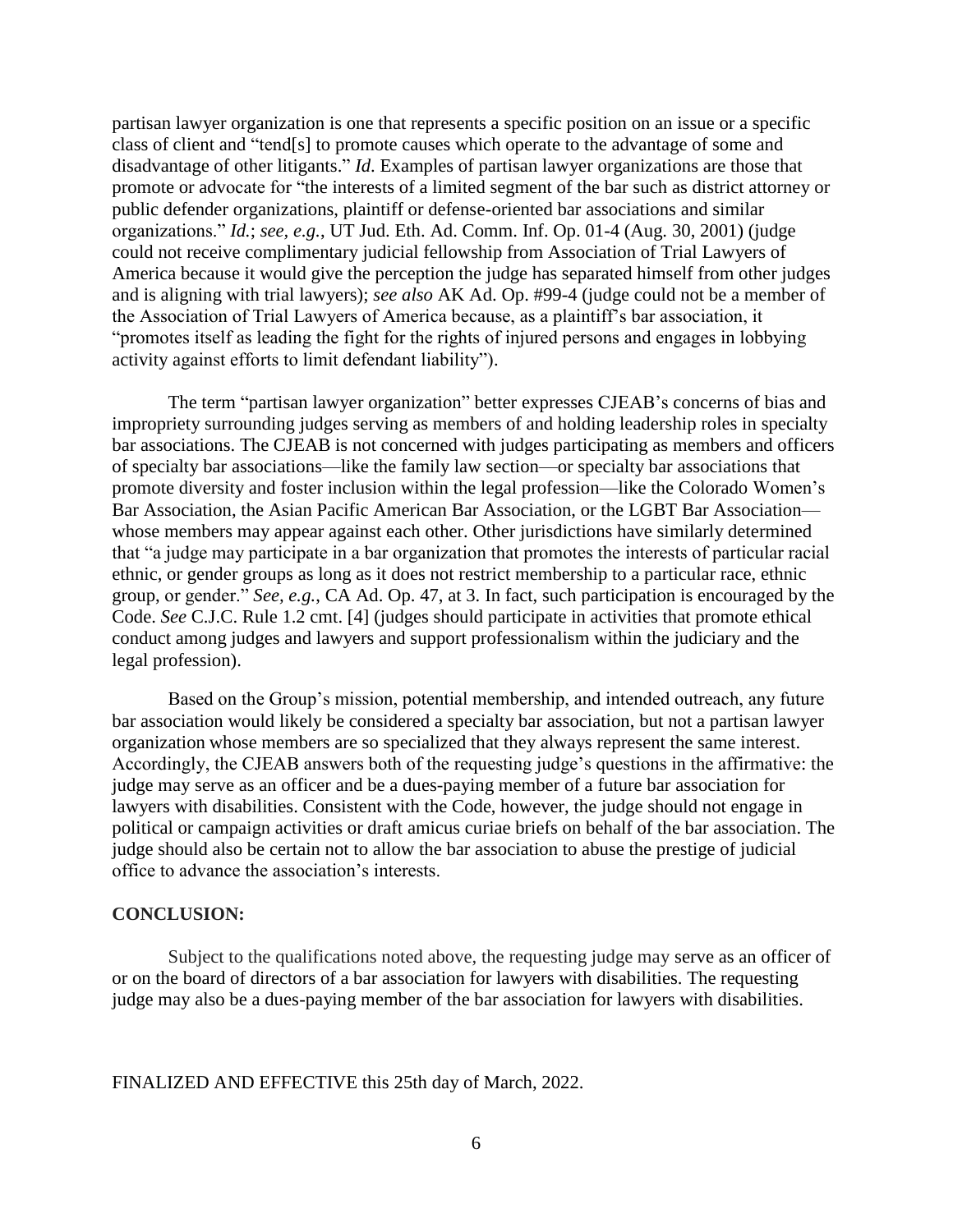partisan lawyer organization is one that represents a specific position on an issue or a specific class of client and "tend[s] to promote causes which operate to the advantage of some and disadvantage of other litigants." *Id*. Examples of partisan lawyer organizations are those that promote or advocate for "the interests of a limited segment of the bar such as district attorney or public defender organizations, plaintiff or defense-oriented bar associations and similar organizations." *Id.*; *see, e.g.*, UT Jud. Eth. Ad. Comm. Inf. Op. 01-4 (Aug. 30, 2001) (judge could not receive complimentary judicial fellowship from Association of Trial Lawyers of America because it would give the perception the judge has separated himself from other judges and is aligning with trial lawyers); *see also* AK Ad. Op. #99-4 (judge could not be a member of the Association of Trial Lawyers of America because, as a plaintiff's bar association, it "promotes itself as leading the fight for the rights of injured persons and engages in lobbying activity against efforts to limit defendant liability").

The term "partisan lawyer organization" better expresses CJEAB's concerns of bias and impropriety surrounding judges serving as members of and holding leadership roles in specialty bar associations. The CJEAB is not concerned with judges participating as members and officers of specialty bar associations—like the family law section—or specialty bar associations that promote diversity and foster inclusion within the legal profession—like the Colorado Women's Bar Association, the Asian Pacific American Bar Association, or the LGBT Bar Association—whose members may appear against each other. Other jurisdictions have similarly determined that "a judge may participate in a bar organization that promotes the interests of particular racial ethnic, or gender groups as long as it does not restrict membership to a particular race, ethnic group, or gender." *See, e.g.*, CA Ad. Op. 47, at 3. In fact, such participation is encouraged by the Code. *See* C.J.C. Rule 1.2 cmt. [4] (judges should participate in activities that promote ethical conduct among judges and lawyers and support professionalism within the judiciary and the legal profession).

Based on the Group's mission, potential membership, and intended outreach, any future bar association would likely be considered a specialty bar association, but not a partisan lawyer organization whose members are so specialized that they always represent the same interest. Accordingly, the CJEAB answers both of the requesting judge's questions in the affirmative: the judge may serve as an officer and be a dues-paying member of a future bar association for lawyers with disabilities. Consistent with the Code, however, the judge should not engage in political or campaign activities or draft amicus curiae briefs on behalf of the bar association. The judge should also be certain not to allow the bar association to abuse the prestige of judicial office to advance the association's interests.

**CONCLUSION:**

Subject to the qualifications noted above, the requesting judge may serve as an officer of or on the board of directors of a bar association for lawyers with disabilities. The requesting judge may also be a dues-paying member of the bar association for lawyers with disabilities.

FINALIZED AND EFFECTIVE this 25th day of March, 2022.